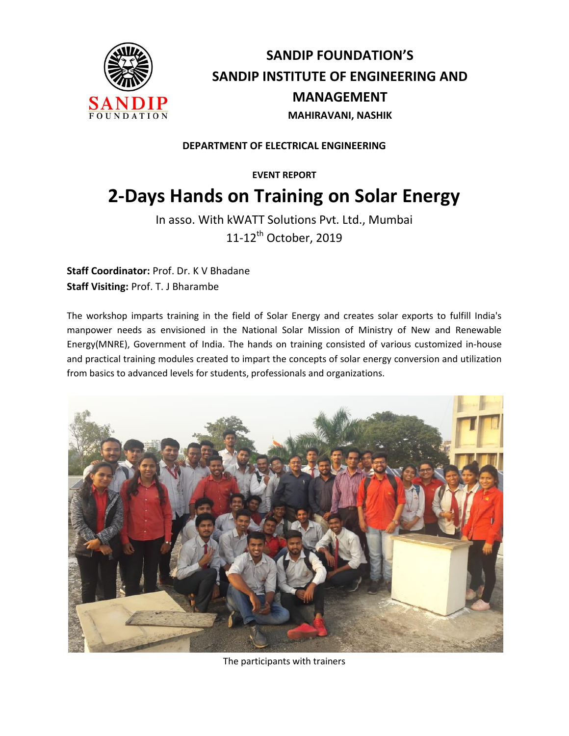# SANDIP FOUNDATION'S
# SANDIP INSTITUTE OF ENGINEERING AND MANAGEMENT
**MAHIRAVANI, NASHIK**

**DEPARTMENT OF ELECTRICAL ENGINEERING**

**EVENT REPORT**

## 2-Days Hands on Training on Solar Energy

In asso. With kWATT Solutions Pvt. Ltd., Mumbai
11-12th October, 2019

**Staff Coordinator:** Prof. Dr. K V Bhadane
**Staff Visiting:** Prof. T. J Bharambe

The workshop imparts training in the field of Solar Energy and creates solar exports to fulfill India's manpower needs as envisioned in the National Solar Mission of Ministry of New and Renewable Energy(MNRE), Government of India. The hands on training consisted of various customized in-house and practical training modules created to impart the concepts of solar energy conversion and utilization from basics to advanced levels for students, professionals and organizations.

The participants with trainers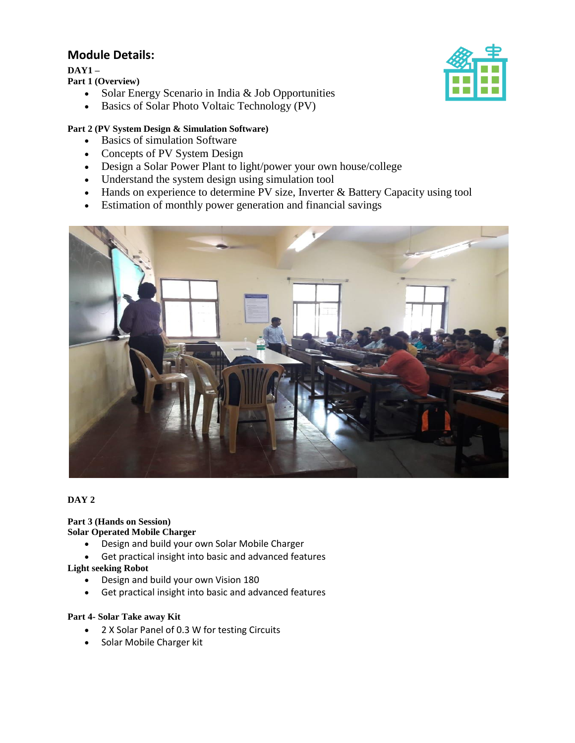## Module Details:

**DAY1 –**

**Part 1 (Overview)**

- Solar Energy Scenario in India & Job Opportunities
- Basics of Solar Photo Voltaic Technology (PV)

**Part 2 (PV System Design & Simulation Software)**

- Basics of simulation Software
- Concepts of PV System Design
- Design a Solar Power Plant to light/power your own house/college
- Understand the system design using simulation tool
- Hands on experience to determine PV size, Inverter & Battery Capacity using tool
- Estimation of monthly power generation and financial savings

**DAY 2**

**Part 3 (Hands on Session)**

**Solar Operated Mobile Charger**

- Design and build your own Solar Mobile Charger
- Get practical insight into basic and advanced features

**Light seeking Robot**

- Design and build your own Vision 180
- Get practical insight into basic and advanced features

**Part 4- Solar Take away Kit**

- 2 X Solar Panel of 0.3 W for testing Circuits
- Solar Mobile Charger kit